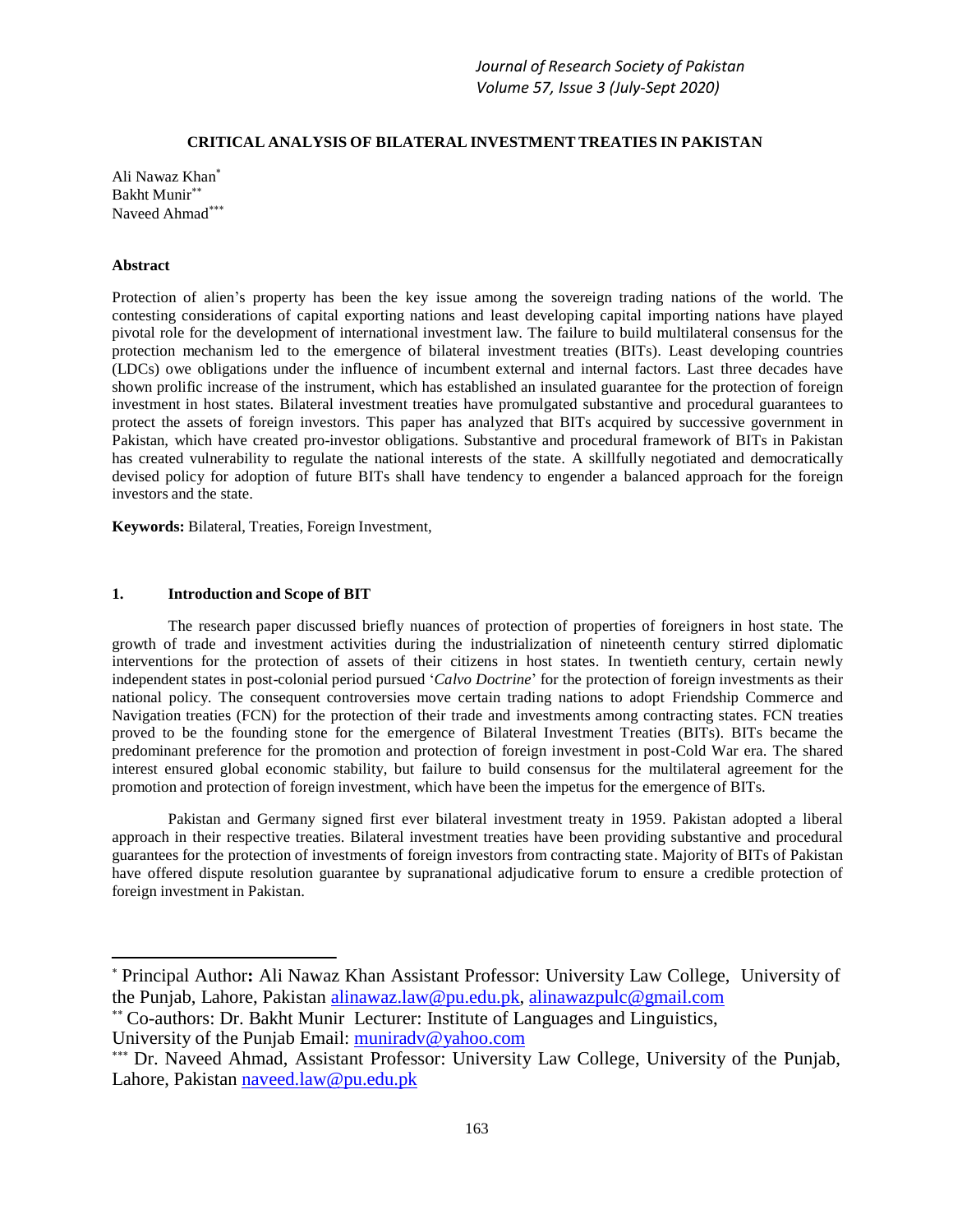# CRITICAL ANALYSIS OF BILATERAL INVESTMENT TREATIES IN PAKISTAN

Ali Nawaz Khan[*]
Bakht Munir[**]
Naveed Ahmad[***]

## Abstract

Protection of alien's property has been the key issue among the sovereign trading nations of the world. The contesting considerations of capital exporting nations and least developing capital importing nations have played pivotal role for the development of international investment law. The failure to build multilateral consensus for the protection mechanism led to the emergence of bilateral investment treaties (BITs). Least developing countries (LDCs) owe obligations under the influence of incumbent external and internal factors. Last three decades have shown prolific increase of the instrument, which has established an insulated guarantee for the protection of foreign investment in host states. Bilateral investment treaties have promulgated substantive and procedural guarantees to protect the assets of foreign investors. This paper has analyzed that BITs acquired by successive government in Pakistan, which have created pro-investor obligations. Substantive and procedural framework of BITs in Pakistan has created vulnerability to regulate the national interests of the state. A skillfully negotiated and democratically devised policy for adoption of future BITs shall have tendency to engender a balanced approach for the foreign investors and the state.

**Keywords:** Bilateral, Treaties, Foreign Investment,

## 1. Introduction and Scope of BIT

The research paper discussed briefly nuances of protection of properties of foreigners in host state. The growth of trade and investment activities during the industrialization of nineteenth century stirred diplomatic interventions for the protection of assets of their citizens in host states. In twentieth century, certain newly independent states in post-colonial period pursued '*Calvo Doctrine*' for the protection of foreign investments as their national policy. The consequent controversies move certain trading nations to adopt Friendship Commerce and Navigation treaties (FCN) for the protection of their trade and investments among contracting states. FCN treaties proved to be the founding stone for the emergence of Bilateral Investment Treaties (BITs). BITs became the predominant preference for the promotion and protection of foreign investment in post-Cold War era. The shared interest ensured global economic stability, but failure to build consensus for the multilateral agreement for the promotion and protection of foreign investment, which have been the impetus for the emergence of BITs.

Pakistan and Germany signed first ever bilateral investment treaty in 1959. Pakistan adopted a liberal approach in their respective treaties. Bilateral investment treaties have been providing substantive and procedural guarantees for the protection of investments of foreign investors from contracting state. Majority of BITs of Pakistan have offered dispute resolution guarantee by supranational adjudicative forum to ensure a credible protection of foreign investment in Pakistan.

---

[*] Principal Author**:** Ali Nawaz Khan Assistant Professor: University Law College, University of the Punjab, Lahore, Pakistan alinawaz.law@pu.edu.pk, alinawazpulc@gmail.com

[**] Co-authors: Dr. Bakht Munir Lecturer: Institute of Languages and Linguistics, University of the Punjab Email: muniradv@yahoo.com

[***] Dr. Naveed Ahmad, Assistant Professor: University Law College, University of the Punjab, Lahore, Pakistan naveed.law@pu.edu.pk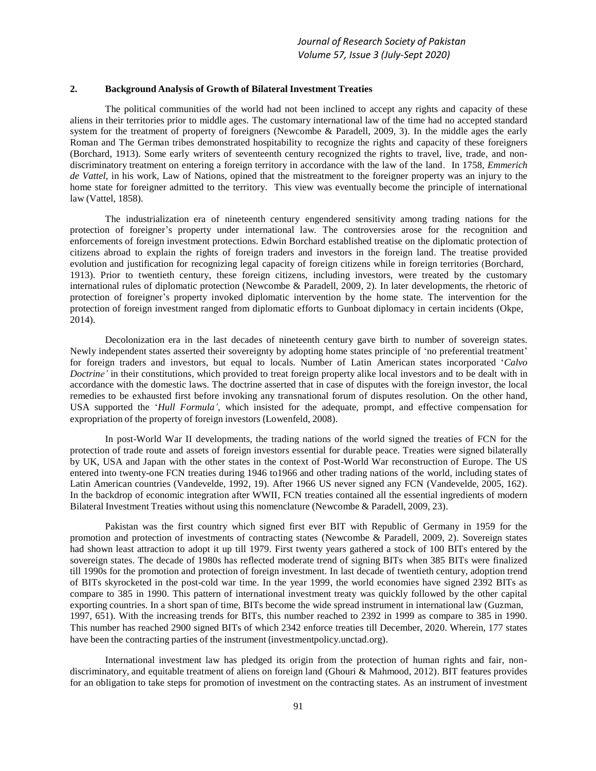## 2. Background Analysis of Growth of Bilateral Investment Treaties

The political communities of the world had not been inclined to accept any rights and capacity of these aliens in their territories prior to middle ages. The customary international law of the time had no accepted standard system for the treatment of property of foreigners (Newcombe & Paradell, 2009, 3). In the middle ages the early Roman and The German tribes demonstrated hospitability to recognize the rights and capacity of these foreigners (Borchard, 1913). Some early writers of seventeenth century recognized the rights to travel, live, trade, and non-discriminatory treatment on entering a foreign territory in accordance with the law of the land. In 1758, *Emmerich de Vattel*, in his work, Law of Nations, opined that the mistreatment to the foreigner property was an injury to the home state for foreigner admitted to the territory. This view was eventually become the principle of international law (Vattel, 1858).

The industrialization era of nineteenth century engendered sensitivity among trading nations for the protection of foreigner's property under international law. The controversies arose for the recognition and enforcements of foreign investment protections. Edwin Borchard established treatise on the diplomatic protection of citizens abroad to explain the rights of foreign traders and investors in the foreign land. The treatise provided evolution and justification for recognizing legal capacity of foreign citizens while in foreign territories (Borchard, 1913). Prior to twentieth century, these foreign citizens, including investors, were treated by the customary international rules of diplomatic protection (Newcombe & Paradell, 2009, 2). In later developments, the rhetoric of protection of foreigner's property invoked diplomatic intervention by the home state. The intervention for the protection of foreign investment ranged from diplomatic efforts to Gunboat diplomacy in certain incidents (Okpe, 2014).

Decolonization era in the last decades of nineteenth century gave birth to number of sovereign states. Newly independent states asserted their sovereignty by adopting home states principle of 'no preferential treatment' for foreign traders and investors, but equal to locals. Number of Latin American states incorporated '*Calvo Doctrine'* in their constitutions, which provided to treat foreign property alike local investors and to be dealt with in accordance with the domestic laws. The doctrine asserted that in case of disputes with the foreign investor, the local remedies to be exhausted first before invoking any transnational forum of disputes resolution. On the other hand, USA supported the '*Hull Formula'*, which insisted for the adequate, prompt, and effective compensation for expropriation of the property of foreign investors (Lowenfeld, 2008).

In post-World War II developments, the trading nations of the world signed the treaties of FCN for the protection of trade route and assets of foreign investors essential for durable peace. Treaties were signed bilaterally by UK, USA and Japan with the other states in the context of Post-World War reconstruction of Europe. The US entered into twenty-one FCN treaties during 1946 to1966 and other trading nations of the world, including states of Latin American countries (Vandevelde, 1992, 19). After 1966 US never signed any FCN (Vandevelde, 2005, 162). In the backdrop of economic integration after WWII, FCN treaties contained all the essential ingredients of modern Bilateral Investment Treaties without using this nomenclature (Newcombe & Paradell, 2009, 23).

Pakistan was the first country which signed first ever BIT with Republic of Germany in 1959 for the promotion and protection of investments of contracting states (Newcombe & Paradell, 2009, 2). Sovereign states had shown least attraction to adopt it up till 1979. First twenty years gathered a stock of 100 BITs entered by the sovereign states. The decade of 1980s has reflected moderate trend of signing BITs when 385 BITs were finalized till 1990s for the promotion and protection of foreign investment. In last decade of twentieth century, adoption trend of BITs skyrocketed in the post-cold war time. In the year 1999, the world economies have signed 2392 BITs as compare to 385 in 1990. This pattern of international investment treaty was quickly followed by the other capital exporting countries. In a short span of time, BITs become the wide spread instrument in international law (Guzman, 1997, 651). With the increasing trends for BITs, this number reached to 2392 in 1999 as compare to 385 in 1990. This number has reached 2900 signed BITs of which 2342 enforce treaties till December, 2020. Wherein, 177 states have been the contracting parties of the instrument (investmentpolicy.unctad.org).

International investment law has pledged its origin from the protection of human rights and fair, non-discriminatory, and equitable treatment of aliens on foreign land (Ghouri & Mahmood, 2012). BIT features provides for an obligation to take steps for promotion of investment on the contracting states. As an instrument of investment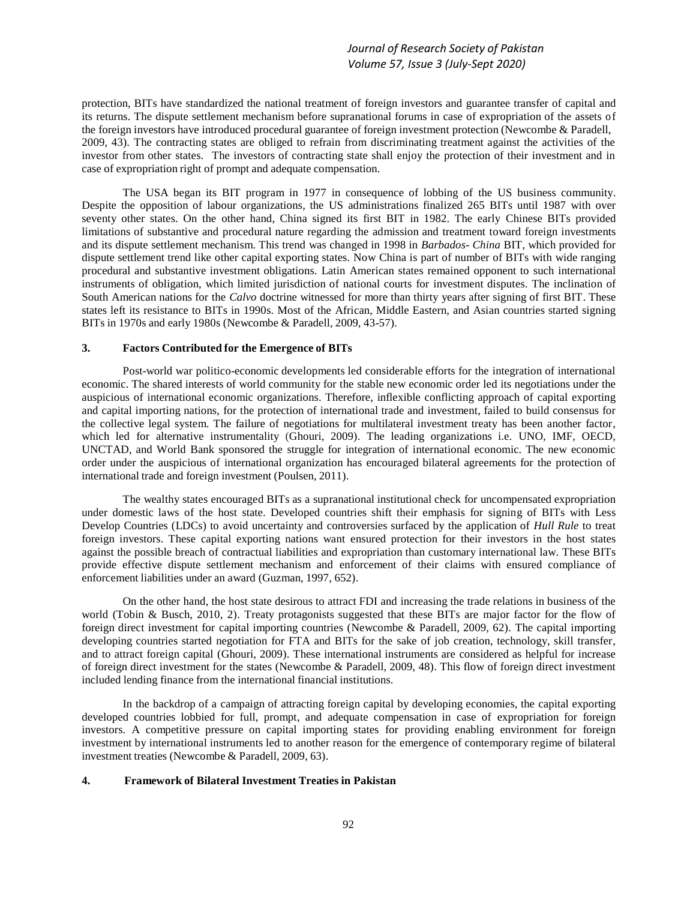protection, BITs have standardized the national treatment of foreign investors and guarantee transfer of capital and its returns. The dispute settlement mechanism before supranational forums in case of expropriation of the assets of the foreign investors have introduced procedural guarantee of foreign investment protection (Newcombe & Paradell, 2009, 43). The contracting states are obliged to refrain from discriminating treatment against the activities of the investor from other states. The investors of contracting state shall enjoy the protection of their investment and in case of expropriation right of prompt and adequate compensation.

The USA began its BIT program in 1977 in consequence of lobbing of the US business community. Despite the opposition of labour organizations, the US administrations finalized 265 BITs until 1987 with over seventy other states. On the other hand, China signed its first BIT in 1982. The early Chinese BITs provided limitations of substantive and procedural nature regarding the admission and treatment toward foreign investments and its dispute settlement mechanism. This trend was changed in 1998 in *Barbados- China* BIT, which provided for dispute settlement trend like other capital exporting states. Now China is part of number of BITs with wide ranging procedural and substantive investment obligations. Latin American states remained opponent to such international instruments of obligation, which limited jurisdiction of national courts for investment disputes. The inclination of South American nations for the *Calvo* doctrine witnessed for more than thirty years after signing of first BIT. These states left its resistance to BITs in 1990s. Most of the African, Middle Eastern, and Asian countries started signing BITs in 1970s and early 1980s (Newcombe & Paradell, 2009, 43-57).

## 3. Factors Contributed for the Emergence of BITs

Post-world war politico-economic developments led considerable efforts for the integration of international economic. The shared interests of world community for the stable new economic order led its negotiations under the auspicious of international economic organizations. Therefore, inflexible conflicting approach of capital exporting and capital importing nations, for the protection of international trade and investment, failed to build consensus for the collective legal system. The failure of negotiations for multilateral investment treaty has been another factor, which led for alternative instrumentality (Ghouri, 2009). The leading organizations i.e. UNO, IMF, OECD, UNCTAD, and World Bank sponsored the struggle for integration of international economic. The new economic order under the auspicious of international organization has encouraged bilateral agreements for the protection of international trade and foreign investment (Poulsen, 2011).

The wealthy states encouraged BITs as a supranational institutional check for uncompensated expropriation under domestic laws of the host state. Developed countries shift their emphasis for signing of BITs with Less Develop Countries (LDCs) to avoid uncertainty and controversies surfaced by the application of *Hull Rule* to treat foreign investors. These capital exporting nations want ensured protection for their investors in the host states against the possible breach of contractual liabilities and expropriation than customary international law. These BITs provide effective dispute settlement mechanism and enforcement of their claims with ensured compliance of enforcement liabilities under an award (Guzman, 1997, 652).

On the other hand, the host state desirous to attract FDI and increasing the trade relations in business of the world (Tobin & Busch, 2010, 2). Treaty protagonists suggested that these BITs are major factor for the flow of foreign direct investment for capital importing countries (Newcombe & Paradell, 2009, 62). The capital importing developing countries started negotiation for FTA and BITs for the sake of job creation, technology, skill transfer, and to attract foreign capital (Ghouri, 2009). These international instruments are considered as helpful for increase of foreign direct investment for the states (Newcombe & Paradell, 2009, 48). This flow of foreign direct investment included lending finance from the international financial institutions.

In the backdrop of a campaign of attracting foreign capital by developing economies, the capital exporting developed countries lobbied for full, prompt, and adequate compensation in case of expropriation for foreign investors. A competitive pressure on capital importing states for providing enabling environment for foreign investment by international instruments led to another reason for the emergence of contemporary regime of bilateral investment treaties (Newcombe & Paradell, 2009, 63).

## 4. Framework of Bilateral Investment Treaties in Pakistan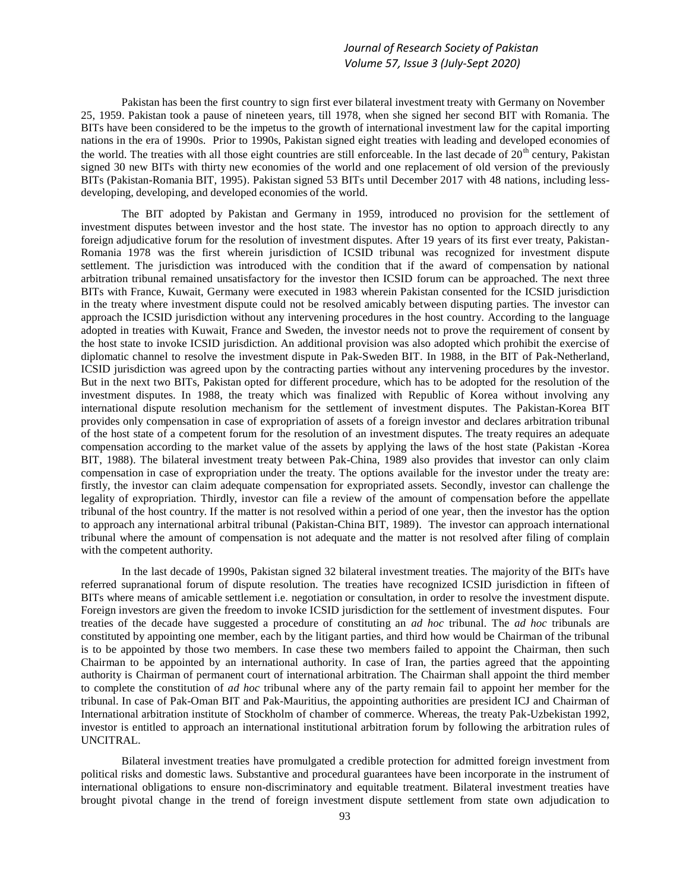Pakistan has been the first country to sign first ever bilateral investment treaty with Germany on November 25, 1959. Pakistan took a pause of nineteen years, till 1978, when she signed her second BIT with Romania. The BITs have been considered to be the impetus to the growth of international investment law for the capital importing nations in the era of 1990s. Prior to 1990s, Pakistan signed eight treaties with leading and developed economies of the world. The treaties with all those eight countries are still enforceable. In the last decade of 20th century, Pakistan signed 30 new BITs with thirty new economies of the world and one replacement of old version of the previously BITs (Pakistan-Romania BIT, 1995). Pakistan signed 53 BITs until December 2017 with 48 nations, including less-developing, developing, and developed economies of the world.

The BIT adopted by Pakistan and Germany in 1959, introduced no provision for the settlement of investment disputes between investor and the host state. The investor has no option to approach directly to any foreign adjudicative forum for the resolution of investment disputes. After 19 years of its first ever treaty, Pakistan-Romania 1978 was the first wherein jurisdiction of ICSID tribunal was recognized for investment dispute settlement. The jurisdiction was introduced with the condition that if the award of compensation by national arbitration tribunal remained unsatisfactory for the investor then ICSID forum can be approached. The next three BITs with France, Kuwait, Germany were executed in 1983 wherein Pakistan consented for the ICSID jurisdiction in the treaty where investment dispute could not be resolved amicably between disputing parties. The investor can approach the ICSID jurisdiction without any intervening procedures in the host country. According to the language adopted in treaties with Kuwait, France and Sweden, the investor needs not to prove the requirement of consent by the host state to invoke ICSID jurisdiction. An additional provision was also adopted which prohibit the exercise of diplomatic channel to resolve the investment dispute in Pak-Sweden BIT. In 1988, in the BIT of Pak-Netherland, ICSID jurisdiction was agreed upon by the contracting parties without any intervening procedures by the investor. But in the next two BITs, Pakistan opted for different procedure, which has to be adopted for the resolution of the investment disputes. In 1988, the treaty which was finalized with Republic of Korea without involving any international dispute resolution mechanism for the settlement of investment disputes. The Pakistan-Korea BIT provides only compensation in case of expropriation of assets of a foreign investor and declares arbitration tribunal of the host state of a competent forum for the resolution of an investment disputes. The treaty requires an adequate compensation according to the market value of the assets by applying the laws of the host state (Pakistan -Korea BIT, 1988). The bilateral investment treaty between Pak-China, 1989 also provides that investor can only claim compensation in case of expropriation under the treaty. The options available for the investor under the treaty are: firstly, the investor can claim adequate compensation for expropriated assets. Secondly, investor can challenge the legality of expropriation. Thirdly, investor can file a review of the amount of compensation before the appellate tribunal of the host country. If the matter is not resolved within a period of one year, then the investor has the option to approach any international arbitral tribunal (Pakistan-China BIT, 1989). The investor can approach international tribunal where the amount of compensation is not adequate and the matter is not resolved after filing of complain with the competent authority.

In the last decade of 1990s, Pakistan signed 32 bilateral investment treaties. The majority of the BITs have referred supranational forum of dispute resolution. The treaties have recognized ICSID jurisdiction in fifteen of BITs where means of amicable settlement i.e. negotiation or consultation, in order to resolve the investment dispute. Foreign investors are given the freedom to invoke ICSID jurisdiction for the settlement of investment disputes. Four treaties of the decade have suggested a procedure of constituting an *ad hoc* tribunal. The *ad hoc* tribunals are constituted by appointing one member, each by the litigant parties, and third how would be Chairman of the tribunal is to be appointed by those two members. In case these two members failed to appoint the Chairman, then such Chairman to be appointed by an international authority. In case of Iran, the parties agreed that the appointing authority is Chairman of permanent court of international arbitration. The Chairman shall appoint the third member to complete the constitution of *ad hoc* tribunal where any of the party remain fail to appoint her member for the tribunal. In case of Pak-Oman BIT and Pak-Mauritius, the appointing authorities are president ICJ and Chairman of International arbitration institute of Stockholm of chamber of commerce. Whereas, the treaty Pak-Uzbekistan 1992, investor is entitled to approach an international institutional arbitration forum by following the arbitration rules of UNCITRAL.

Bilateral investment treaties have promulgated a credible protection for admitted foreign investment from political risks and domestic laws. Substantive and procedural guarantees have been incorporate in the instrument of international obligations to ensure non-discriminatory and equitable treatment. Bilateral investment treaties have brought pivotal change in the trend of foreign investment dispute settlement from state own adjudication to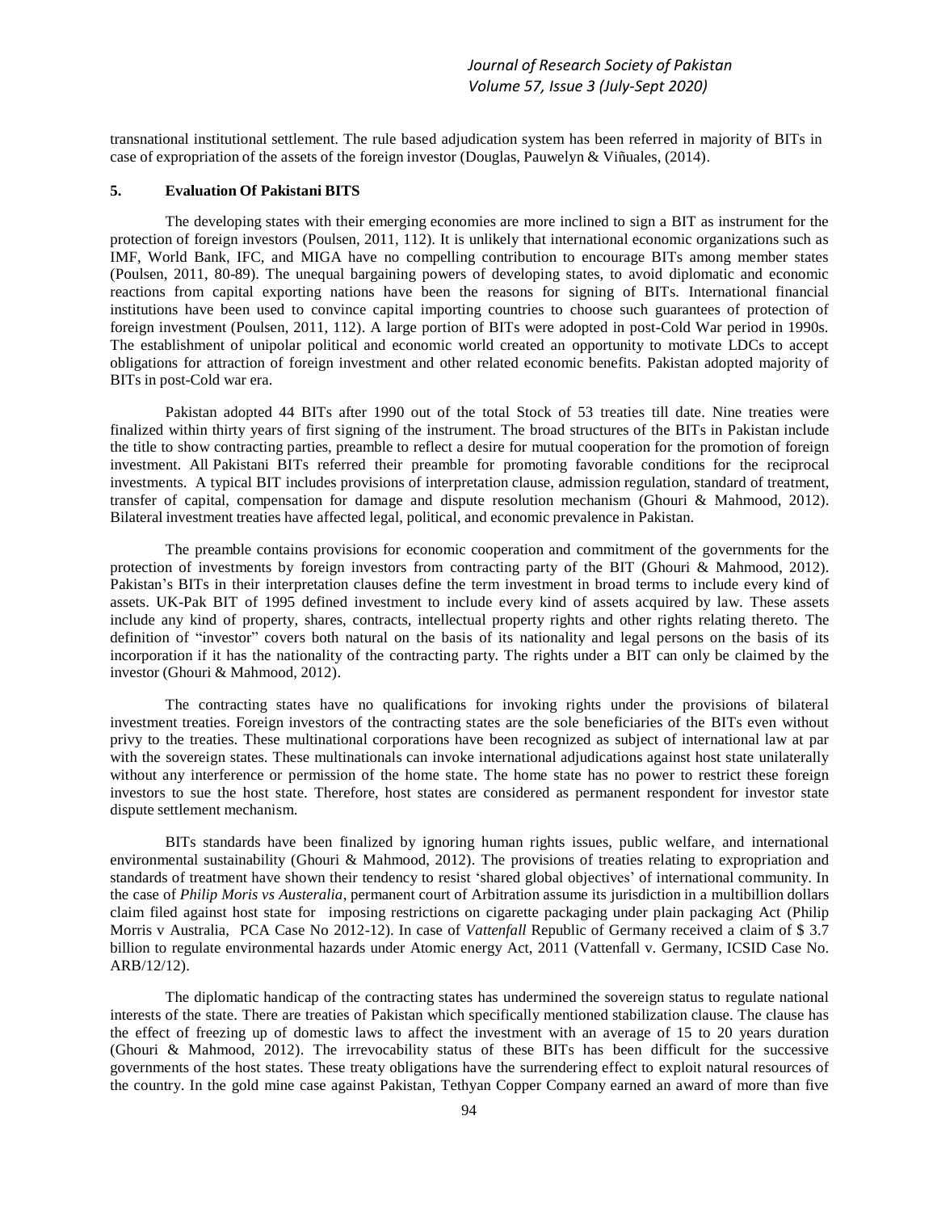transnational institutional settlement. The rule based adjudication system has been referred in majority of BITs in case of expropriation of the assets of the foreign investor (Douglas, Pauwelyn & Viñuales, (2014).

## 5. Evaluation Of Pakistani BITS

The developing states with their emerging economies are more inclined to sign a BIT as instrument for the protection of foreign investors (Poulsen, 2011, 112). It is unlikely that international economic organizations such as IMF, World Bank, IFC, and MIGA have no compelling contribution to encourage BITs among member states (Poulsen, 2011, 80-89). The unequal bargaining powers of developing states, to avoid diplomatic and economic reactions from capital exporting nations have been the reasons for signing of BITs. International financial institutions have been used to convince capital importing countries to choose such guarantees of protection of foreign investment (Poulsen, 2011, 112). A large portion of BITs were adopted in post-Cold War period in 1990s. The establishment of unipolar political and economic world created an opportunity to motivate LDCs to accept obligations for attraction of foreign investment and other related economic benefits. Pakistan adopted majority of BITs in post-Cold war era.

Pakistan adopted 44 BITs after 1990 out of the total Stock of 53 treaties till date. Nine treaties were finalized within thirty years of first signing of the instrument. The broad structures of the BITs in Pakistan include the title to show contracting parties, preamble to reflect a desire for mutual cooperation for the promotion of foreign investment. All Pakistani BITs referred their preamble for promoting favorable conditions for the reciprocal investments. A typical BIT includes provisions of interpretation clause, admission regulation, standard of treatment, transfer of capital, compensation for damage and dispute resolution mechanism (Ghouri & Mahmood, 2012). Bilateral investment treaties have affected legal, political, and economic prevalence in Pakistan.

The preamble contains provisions for economic cooperation and commitment of the governments for the protection of investments by foreign investors from contracting party of the BIT (Ghouri & Mahmood, 2012). Pakistan's BITs in their interpretation clauses define the term investment in broad terms to include every kind of assets. UK-Pak BIT of 1995 defined investment to include every kind of assets acquired by law. These assets include any kind of property, shares, contracts, intellectual property rights and other rights relating thereto. The definition of "investor" covers both natural on the basis of its nationality and legal persons on the basis of its incorporation if it has the nationality of the contracting party. The rights under a BIT can only be claimed by the investor (Ghouri & Mahmood, 2012).

The contracting states have no qualifications for invoking rights under the provisions of bilateral investment treaties. Foreign investors of the contracting states are the sole beneficiaries of the BITs even without privy to the treaties. These multinational corporations have been recognized as subject of international law at par with the sovereign states. These multinationals can invoke international adjudications against host state unilaterally without any interference or permission of the home state. The home state has no power to restrict these foreign investors to sue the host state. Therefore, host states are considered as permanent respondent for investor state dispute settlement mechanism.

BITs standards have been finalized by ignoring human rights issues, public welfare, and international environmental sustainability (Ghouri & Mahmood, 2012). The provisions of treaties relating to expropriation and standards of treatment have shown their tendency to resist 'shared global objectives' of international community. In the case of *Philip Moris vs Austeralia*, permanent court of Arbitration assume its jurisdiction in a multibillion dollars claim filed against host state for imposing restrictions on cigarette packaging under plain packaging Act (Philip Morris v Australia, PCA Case No 2012-12). In case of *Vattenfall* Republic of Germany received a claim of $ 3.7 billion to regulate environmental hazards under Atomic energy Act, 2011 (Vattenfall v. Germany, ICSID Case No. ARB/12/12).

The diplomatic handicap of the contracting states has undermined the sovereign status to regulate national interests of the state. There are treaties of Pakistan which specifically mentioned stabilization clause. The clause has the effect of freezing up of domestic laws to affect the investment with an average of 15 to 20 years duration (Ghouri & Mahmood, 2012). The irrevocability status of these BITs has been difficult for the successive governments of the host states. These treaty obligations have the surrendering effect to exploit natural resources of the country. In the gold mine case against Pakistan, Tethyan Copper Company earned an award of more than five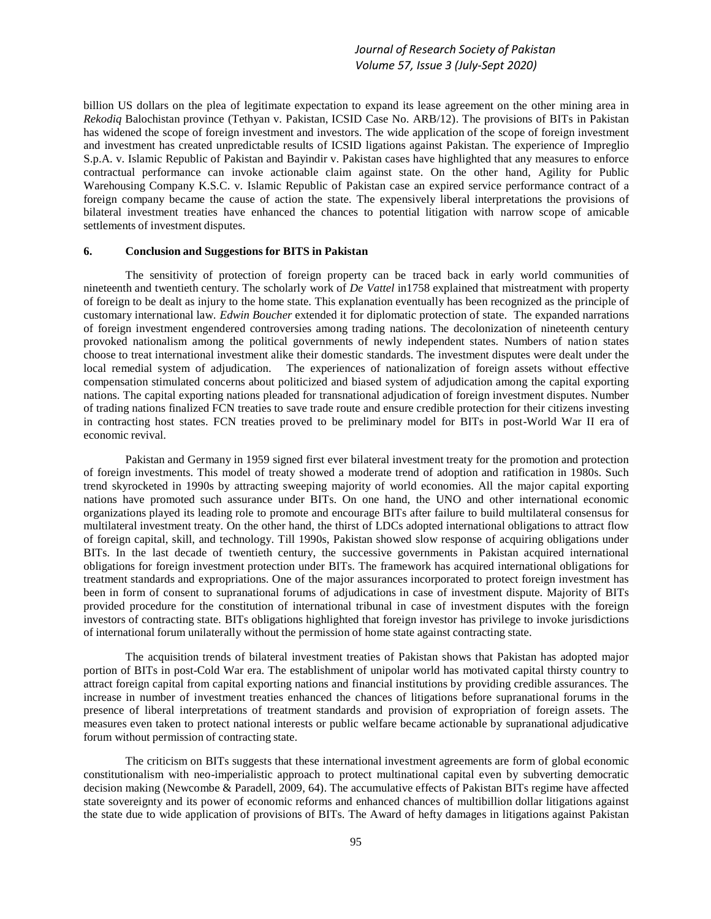billion US dollars on the plea of legitimate expectation to expand its lease agreement on the other mining area in *Rekodiq* Balochistan province (Tethyan v. Pakistan, ICSID Case No. ARB/12). The provisions of BITs in Pakistan has widened the scope of foreign investment and investors. The wide application of the scope of foreign investment and investment has created unpredictable results of ICSID ligations against Pakistan. The experience of Impreglio S.p.A. v. Islamic Republic of Pakistan and Bayindir v. Pakistan cases have highlighted that any measures to enforce contractual performance can invoke actionable claim against state. On the other hand, Agility for Public Warehousing Company K.S.C. v. Islamic Republic of Pakistan case an expired service performance contract of a foreign company became the cause of action the state. The expensively liberal interpretations the provisions of bilateral investment treaties have enhanced the chances to potential litigation with narrow scope of amicable settlements of investment disputes.

## 6. Conclusion and Suggestions for BITS in Pakistan

The sensitivity of protection of foreign property can be traced back in early world communities of nineteenth and twentieth century. The scholarly work of *De Vattel* in1758 explained that mistreatment with property of foreign to be dealt as injury to the home state. This explanation eventually has been recognized as the principle of customary international law. *Edwin Boucher* extended it for diplomatic protection of state. The expanded narrations of foreign investment engendered controversies among trading nations. The decolonization of nineteenth century provoked nationalism among the political governments of newly independent states. Numbers of nation states choose to treat international investment alike their domestic standards. The investment disputes were dealt under the local remedial system of adjudication. The experiences of nationalization of foreign assets without effective compensation stimulated concerns about politicized and biased system of adjudication among the capital exporting nations. The capital exporting nations pleaded for transnational adjudication of foreign investment disputes. Number of trading nations finalized FCN treaties to save trade route and ensure credible protection for their citizens investing in contracting host states. FCN treaties proved to be preliminary model for BITs in post-World War II era of economic revival.

Pakistan and Germany in 1959 signed first ever bilateral investment treaty for the promotion and protection of foreign investments. This model of treaty showed a moderate trend of adoption and ratification in 1980s. Such trend skyrocketed in 1990s by attracting sweeping majority of world economies. All the major capital exporting nations have promoted such assurance under BITs. On one hand, the UNO and other international economic organizations played its leading role to promote and encourage BITs after failure to build multilateral consensus for multilateral investment treaty. On the other hand, the thirst of LDCs adopted international obligations to attract flow of foreign capital, skill, and technology. Till 1990s, Pakistan showed slow response of acquiring obligations under BITs. In the last decade of twentieth century, the successive governments in Pakistan acquired international obligations for foreign investment protection under BITs. The framework has acquired international obligations for treatment standards and expropriations. One of the major assurances incorporated to protect foreign investment has been in form of consent to supranational forums of adjudications in case of investment dispute. Majority of BITs provided procedure for the constitution of international tribunal in case of investment disputes with the foreign investors of contracting state. BITs obligations highlighted that foreign investor has privilege to invoke jurisdictions of international forum unilaterally without the permission of home state against contracting state.

The acquisition trends of bilateral investment treaties of Pakistan shows that Pakistan has adopted major portion of BITs in post-Cold War era. The establishment of unipolar world has motivated capital thirsty country to attract foreign capital from capital exporting nations and financial institutions by providing credible assurances. The increase in number of investment treaties enhanced the chances of litigations before supranational forums in the presence of liberal interpretations of treatment standards and provision of expropriation of foreign assets. The measures even taken to protect national interests or public welfare became actionable by supranational adjudicative forum without permission of contracting state.

The criticism on BITs suggests that these international investment agreements are form of global economic constitutionalism with neo-imperialistic approach to protect multinational capital even by subverting democratic decision making (Newcombe & Paradell, 2009, 64). The accumulative effects of Pakistan BITs regime have affected state sovereignty and its power of economic reforms and enhanced chances of multibillion dollar litigations against the state due to wide application of provisions of BITs. The Award of hefty damages in litigations against Pakistan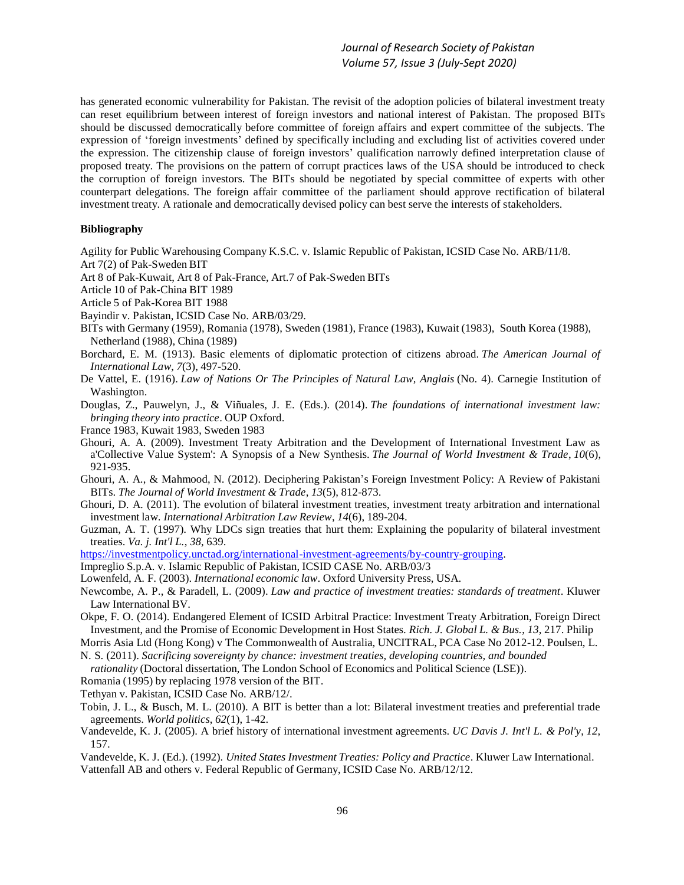has generated economic vulnerability for Pakistan. The revisit of the adoption policies of bilateral investment treaty can reset equilibrium between interest of foreign investors and national interest of Pakistan. The proposed BITs should be discussed democratically before committee of foreign affairs and expert committee of the subjects. The expression of 'foreign investments' defined by specifically including and excluding list of activities covered under the expression. The citizenship clause of foreign investors' qualification narrowly defined interpretation clause of proposed treaty. The provisions on the pattern of corrupt practices laws of the USA should be introduced to check the corruption of foreign investors. The BITs should be negotiated by special committee of experts with other counterpart delegations. The foreign affair committee of the parliament should approve rectification of bilateral investment treaty. A rationale and democratically devised policy can best serve the interests of stakeholders.

**Bibliography**

Agility for Public Warehousing Company K.S.C. v. Islamic Republic of Pakistan, ICSID Case No. ARB/11/8.

Art 7(2) of Pak-Sweden BIT

Art 8 of Pak-Kuwait, Art 8 of Pak-France, Art.7 of Pak-Sweden BITs

Article 10 of Pak-China BIT 1989

Article 5 of Pak-Korea BIT 1988

Bayindir v. Pakistan, ICSID Case No. ARB/03/29.

BITs with Germany (1959), Romania (1978), Sweden (1981), France (1983), Kuwait (1983), South Korea (1988), Netherland (1988), China (1989)

Borchard, E. M. (1913). Basic elements of diplomatic protection of citizens abroad. *The American Journal of International Law*, *7*(3), 497-520.

De Vattel, E. (1916). *Law of Nations Or The Principles of Natural Law, Anglais* (No. 4). Carnegie Institution of Washington.

Douglas, Z., Pauwelyn, J., & Viñuales, J. E. (Eds.). (2014). *The foundations of international investment law: bringing theory into practice*. OUP Oxford.

France 1983, Kuwait 1983, Sweden 1983

Ghouri, A. A. (2009). Investment Treaty Arbitration and the Development of International Investment Law as a'Collective Value System': A Synopsis of a New Synthesis. *The Journal of World Investment & Trade*, *10*(6), 921-935.

Ghouri, A. A., & Mahmood, N. (2012). Deciphering Pakistan's Foreign Investment Policy: A Review of Pakistani BITs. *The Journal of World Investment & Trade*, *13*(5), 812-873.

Ghouri, D. A. (2011). The evolution of bilateral investment treaties, investment treaty arbitration and international investment law. *International Arbitration Law Review*, *14*(6), 189-204.

Guzman, A. T. (1997). Why LDCs sign treaties that hurt them: Explaining the popularity of bilateral investment treaties. *Va. j. Int'l L.*, *38*, 639.

https://investmentpolicy.unctad.org/international-investment-agreements/by-country-grouping.

Impreglio S.p.A. v. Islamic Republic of Pakistan, ICSID CASE No. ARB/03/3

Lowenfeld, A. F. (2003). *International economic law*. Oxford University Press, USA.

Newcombe, A. P., & Paradell, L. (2009). *Law and practice of investment treaties: standards of treatment*. Kluwer Law International BV.

Okpe, F. O. (2014). Endangered Element of ICSID Arbitral Practice: Investment Treaty Arbitration, Foreign Direct Investment, and the Promise of Economic Development in Host States. *Rich. J. Global L. & Bus.*, *13*, 217. Philip Morris Asia Ltd (Hong Kong) v The Commonwealth of Australia, UNCITRAL, PCA Case No 2012-12. Poulsen, L. N. S. (2011). *Sacrificing sovereignty by chance: investment treaties, developing countries, and bounded rationality* (Doctoral dissertation, The London School of Economics and Political Science (LSE)).

Romania (1995) by replacing 1978 version of the BIT.

Tethyan v. Pakistan, ICSID Case No. ARB/12/.

Tobin, J. L., & Busch, M. L. (2010). A BIT is better than a lot: Bilateral investment treaties and preferential trade agreements. *World politics*, *62*(1), 1-42.

Vandevelde, K. J. (2005). A brief history of international investment agreements. *UC Davis J. Int'l L. & Pol'y*, *12*, 157.

Vandevelde, K. J. (Ed.). (1992). *United States Investment Treaties: Policy and Practice*. Kluwer Law International.

Vattenfall AB and others v. Federal Republic of Germany, ICSID Case No. ARB/12/12.